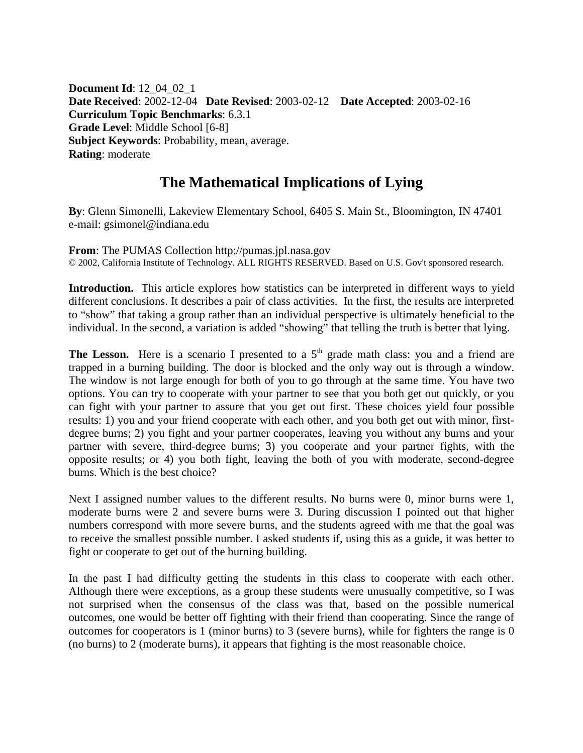**Document Id**: 12_04_02_1
**Date Received**: 2002-12-04 **Date Revised**: 2003-02-12 **Date Accepted**: 2003-02-16
**Curriculum Topic Benchmarks**: 6.3.1
**Grade Level**: Middle School [6-8]
**Subject Keywords**: Probability, mean, average.
**Rating**: moderate

# The Mathematical Implications of Lying

**By**: Glenn Simonelli, Lakeview Elementary School, 6405 S. Main St., Bloomington, IN 47401
e-mail: gsimonel@indiana.edu

**From**: The PUMAS Collection http://pumas.jpl.nasa.gov
© 2002, California Institute of Technology. ALL RIGHTS RESERVED. Based on U.S. Gov't sponsored research.

**Introduction.** This article explores how statistics can be interpreted in different ways to yield different conclusions. It describes a pair of class activities. In the first, the results are interpreted to "show" that taking a group rather than an individual perspective is ultimately beneficial to the individual. In the second, a variation is added "showing" that telling the truth is better that lying.

**The Lesson.** Here is a scenario I presented to a 5th grade math class: you and a friend are trapped in a burning building. The door is blocked and the only way out is through a window. The window is not large enough for both of you to go through at the same time. You have two options. You can try to cooperate with your partner to see that you both get out quickly, or you can fight with your partner to assure that you get out first. These choices yield four possible results: 1) you and your friend cooperate with each other, and you both get out with minor, first-degree burns; 2) you fight and your partner cooperates, leaving you without any burns and your partner with severe, third-degree burns; 3) you cooperate and your partner fights, with the opposite results; or 4) you both fight, leaving the both of you with moderate, second-degree burns. Which is the best choice?

Next I assigned number values to the different results. No burns were 0, minor burns were 1, moderate burns were 2 and severe burns were 3. During discussion I pointed out that higher numbers correspond with more severe burns, and the students agreed with me that the goal was to receive the smallest possible number. I asked students if, using this as a guide, it was better to fight or cooperate to get out of the burning building.

In the past I had difficulty getting the students in this class to cooperate with each other. Although there were exceptions, as a group these students were unusually competitive, so I was not surprised when the consensus of the class was that, based on the possible numerical outcomes, one would be better off fighting with their friend than cooperating. Since the range of outcomes for cooperators is 1 (minor burns) to 3 (severe burns), while for fighters the range is 0 (no burns) to 2 (moderate burns), it appears that fighting is the most reasonable choice.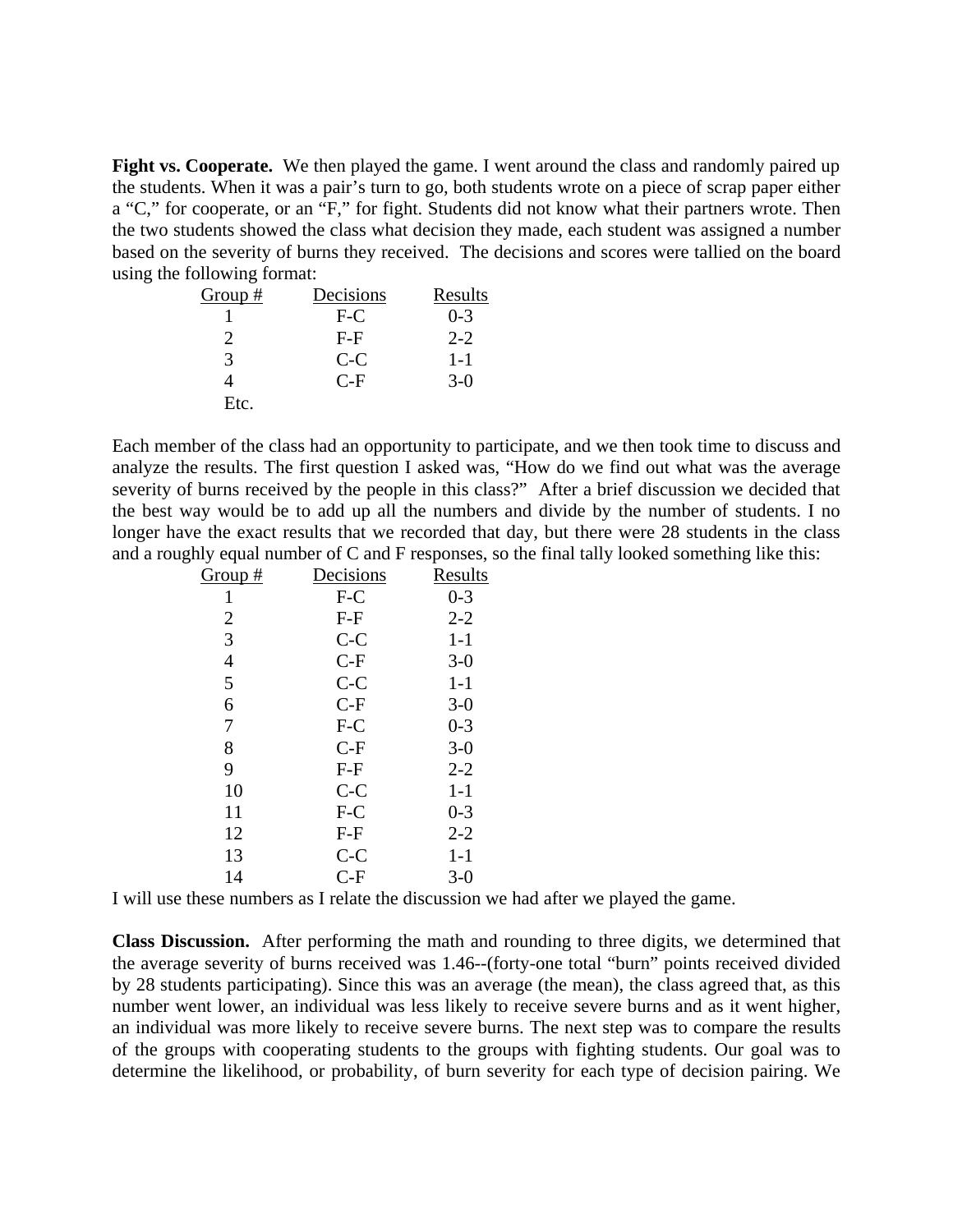**Fight vs. Cooperate.** We then played the game. I went around the class and randomly paired up the students. When it was a pair's turn to go, both students wrote on a piece of scrap paper either a "C," for cooperate, or an "F," for fight. Students did not know what their partners wrote. Then the two students showed the class what decision they made, each student was assigned a number based on the severity of burns they received. The decisions and scores were tallied on the board using the following format:

| Group # | Decisions | Results |
|---|---|---|
| 1 | F-C | 0-3 |
| 2 | F-F | 2-2 |
| 3 | C-C | 1-1 |
| 4 | C-F | 3-0 |
| Etc. | | |

Each member of the class had an opportunity to participate, and we then took time to discuss and analyze the results. The first question I asked was, "How do we find out what was the average severity of burns received by the people in this class?" After a brief discussion we decided that the best way would be to add up all the numbers and divide by the number of students. I no longer have the exact results that we recorded that day, but there were 28 students in the class and a roughly equal number of C and F responses, so the final tally looked something like this:

| Group # | Decisions | Results |
|---|---|---|
| 1 | F-C | 0-3 |
| 2 | F-F | 2-2 |
| 3 | C-C | 1-1 |
| 4 | C-F | 3-0 |
| 5 | C-C | 1-1 |
| 6 | C-F | 3-0 |
| 7 | F-C | 0-3 |
| 8 | C-F | 3-0 |
| 9 | F-F | 2-2 |
| 10 | C-C | 1-1 |
| 11 | F-C | 0-3 |
| 12 | F-F | 2-2 |
| 13 | C-C | 1-1 |
| 14 | C-F | 3-0 |

I will use these numbers as I relate the discussion we had after we played the game.

**Class Discussion.** After performing the math and rounding to three digits, we determined that the average severity of burns received was 1.46--(forty-one total "burn" points received divided by 28 students participating). Since this was an average (the mean), the class agreed that, as this number went lower, an individual was less likely to receive severe burns and as it went higher, an individual was more likely to receive severe burns. The next step was to compare the results of the groups with cooperating students to the groups with fighting students. Our goal was to determine the likelihood, or probability, of burn severity for each type of decision pairing. We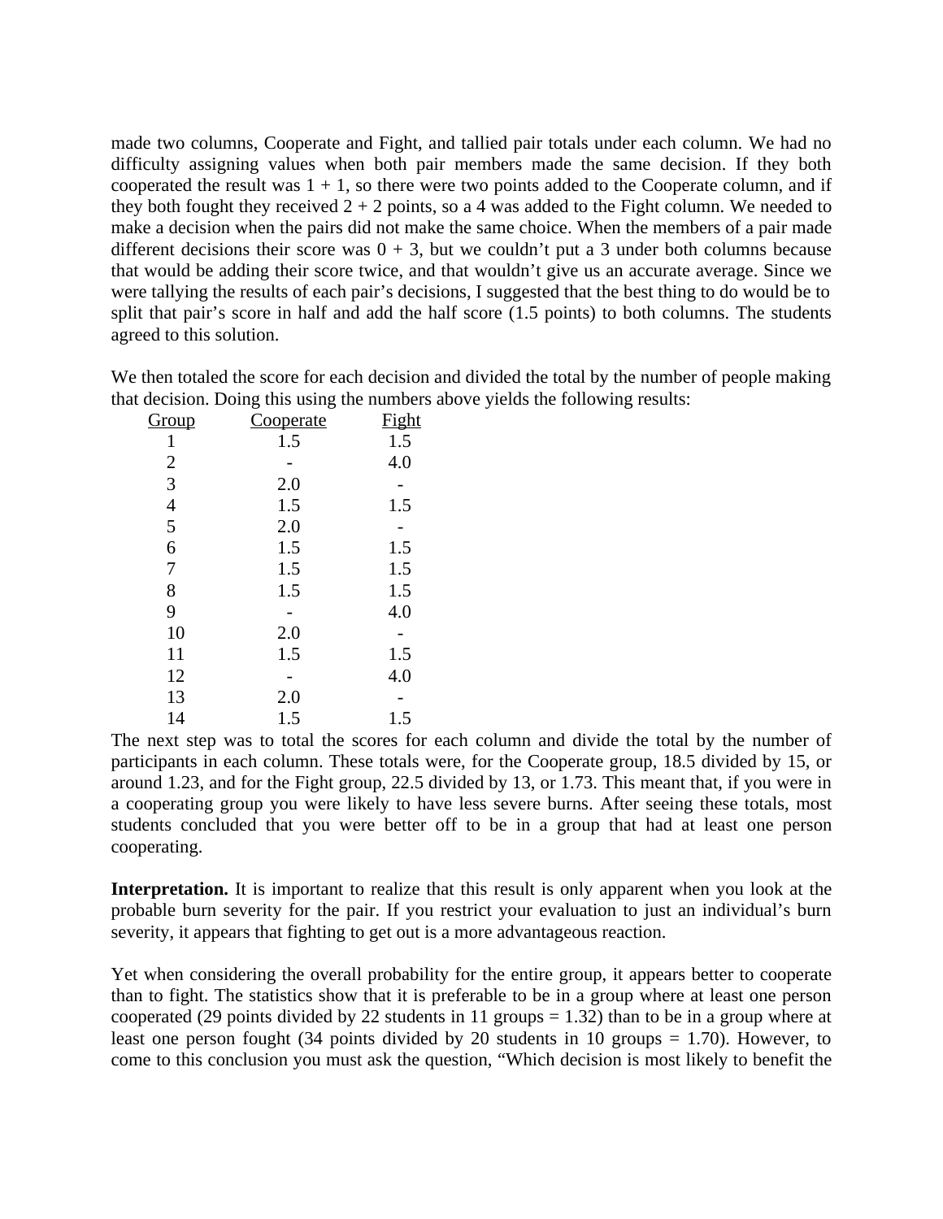made two columns, Cooperate and Fight, and tallied pair totals under each column. We had no difficulty assigning values when both pair members made the same decision. If they both cooperated the result was 1 + 1, so there were two points added to the Cooperate column, and if they both fought they received 2 + 2 points, so a 4 was added to the Fight column. We needed to make a decision when the pairs did not make the same choice. When the members of a pair made different decisions their score was 0 + 3, but we couldn't put a 3 under both columns because that would be adding their score twice, and that wouldn't give us an accurate average. Since we were tallying the results of each pair's decisions, I suggested that the best thing to do would be to split that pair's score in half and add the half score (1.5 points) to both columns. The students agreed to this solution.

We then totaled the score for each decision and divided the total by the number of people making that decision. Doing this using the numbers above yields the following results:

| Group | Cooperate | Fight |
|---|---|---|
| 1 | 1.5 | 1.5 |
| 2 | - | 4.0 |
| 3 | 2.0 | - |
| 4 | 1.5 | 1.5 |
| 5 | 2.0 | - |
| 6 | 1.5 | 1.5 |
| 7 | 1.5 | 1.5 |
| 8 | 1.5 | 1.5 |
| 9 | - | 4.0 |
| 10 | 2.0 | - |
| 11 | 1.5 | 1.5 |
| 12 | - | 4.0 |
| 13 | 2.0 | - |
| 14 | 1.5 | 1.5 |

The next step was to total the scores for each column and divide the total by the number of participants in each column. These totals were, for the Cooperate group, 18.5 divided by 15, or around 1.23, and for the Fight group, 22.5 divided by 13, or 1.73. This meant that, if you were in a cooperating group you were likely to have less severe burns. After seeing these totals, most students concluded that you were better off to be in a group that had at least one person cooperating.

**Interpretation.** It is important to realize that this result is only apparent when you look at the probable burn severity for the pair. If you restrict your evaluation to just an individual's burn severity, it appears that fighting to get out is a more advantageous reaction.

Yet when considering the overall probability for the entire group, it appears better to cooperate than to fight. The statistics show that it is preferable to be in a group where at least one person cooperated (29 points divided by 22 students in 11 groups = 1.32) than to be in a group where at least one person fought (34 points divided by 20 students in 10 groups = 1.70). However, to come to this conclusion you must ask the question, "Which decision is most likely to benefit the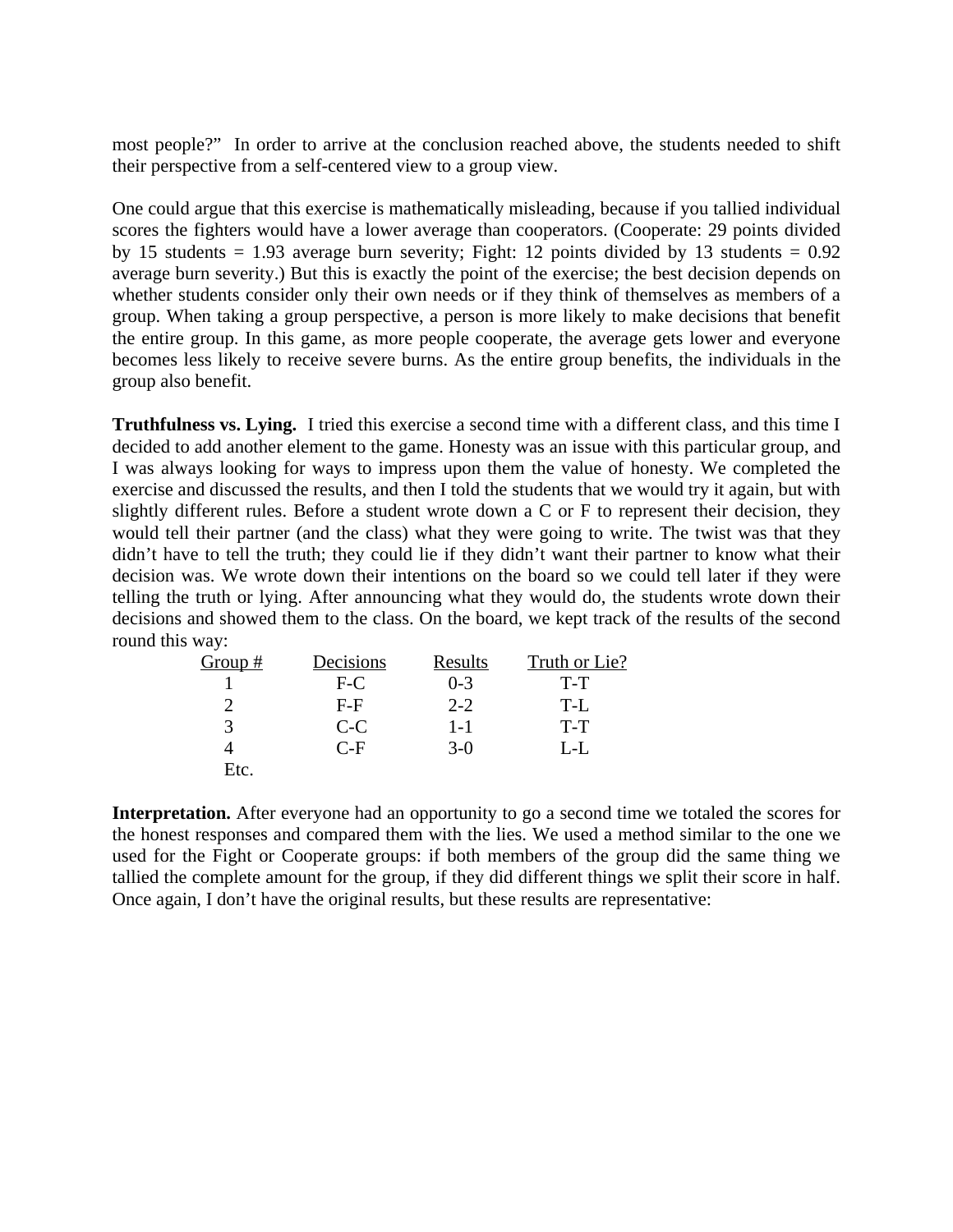most people?" In order to arrive at the conclusion reached above, the students needed to shift their perspective from a self-centered view to a group view.

One could argue that this exercise is mathematically misleading, because if you tallied individual scores the fighters would have a lower average than cooperators. (Cooperate: 29 points divided by 15 students = 1.93 average burn severity; Fight: 12 points divided by 13 students = 0.92 average burn severity.) But this is exactly the point of the exercise; the best decision depends on whether students consider only their own needs or if they think of themselves as members of a group. When taking a group perspective, a person is more likely to make decisions that benefit the entire group. In this game, as more people cooperate, the average gets lower and everyone becomes less likely to receive severe burns. As the entire group benefits, the individuals in the group also benefit.

**Truthfulness vs. Lying.** I tried this exercise a second time with a different class, and this time I decided to add another element to the game. Honesty was an issue with this particular group, and I was always looking for ways to impress upon them the value of honesty. We completed the exercise and discussed the results, and then I told the students that we would try it again, but with slightly different rules. Before a student wrote down a C or F to represent their decision, they would tell their partner (and the class) what they were going to write. The twist was that they didn't have to tell the truth; they could lie if they didn't want their partner to know what their decision was. We wrote down their intentions on the board so we could tell later if they were telling the truth or lying. After announcing what they would do, the students wrote down their decisions and showed them to the class. On the board, we kept track of the results of the second round this way:

| Group # | Decisions | Results | Truth or Lie? |
|---|---|---|---|
| 1 | F-C | 0-3 | T-T |
| 2 | F-F | 2-2 | T-L |
| 3 | C-C | 1-1 | T-T |
| 4 | C-F | 3-0 | L-L |
| Etc. | | | |

**Interpretation.** After everyone had an opportunity to go a second time we totaled the scores for the honest responses and compared them with the lies. We used a method similar to the one we used for the Fight or Cooperate groups: if both members of the group did the same thing we tallied the complete amount for the group, if they did different things we split their score in half. Once again, I don't have the original results, but these results are representative: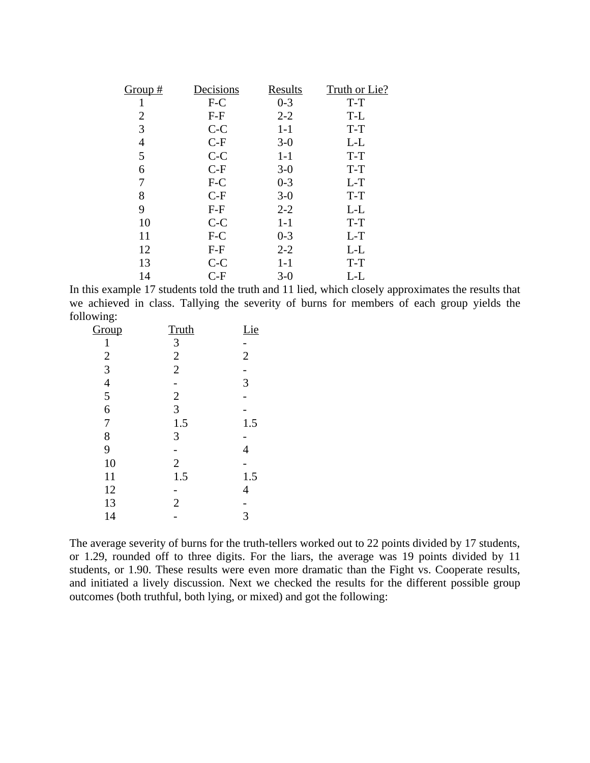| Group # | Decisions | Results | Truth or Lie? |
|---|---|---|---|
| 1 | F-C | 0-3 | T-T |
| 2 | F-F | 2-2 | T-L |
| 3 | C-C | 1-1 | T-T |
| 4 | C-F | 3-0 | L-L |
| 5 | C-C | 1-1 | T-T |
| 6 | C-F | 3-0 | T-T |
| 7 | F-C | 0-3 | L-T |
| 8 | C-F | 3-0 | T-T |
| 9 | F-F | 2-2 | L-L |
| 10 | C-C | 1-1 | T-T |
| 11 | F-C | 0-3 | L-T |
| 12 | F-F | 2-2 | L-L |
| 13 | C-C | 1-1 | T-T |
| 14 | C-F | 3-0 | L-L |

In this example 17 students told the truth and 11 lied, which closely approximates the results that we achieved in class. Tallying the severity of burns for members of each group yields the following:

| Group | Truth | Lie |
|---|---|---|
| 1 | 3 | - |
| 2 | 2 | 2 |
| 3 | 2 | - |
| 4 | - | 3 |
| 5 | 2 | - |
| 6 | 3 | - |
| 7 | 1.5 | 1.5 |
| 8 | 3 | - |
| 9 | - | 4 |
| 10 | 2 | - |
| 11 | 1.5 | 1.5 |
| 12 | - | 4 |
| 13 | 2 | - |
| 14 | - | 3 |

The average severity of burns for the truth-tellers worked out to 22 points divided by 17 students, or 1.29, rounded off to three digits. For the liars, the average was 19 points divided by 11 students, or 1.90. These results were even more dramatic than the Fight vs. Cooperate results, and initiated a lively discussion. Next we checked the results for the different possible group outcomes (both truthful, both lying, or mixed) and got the following: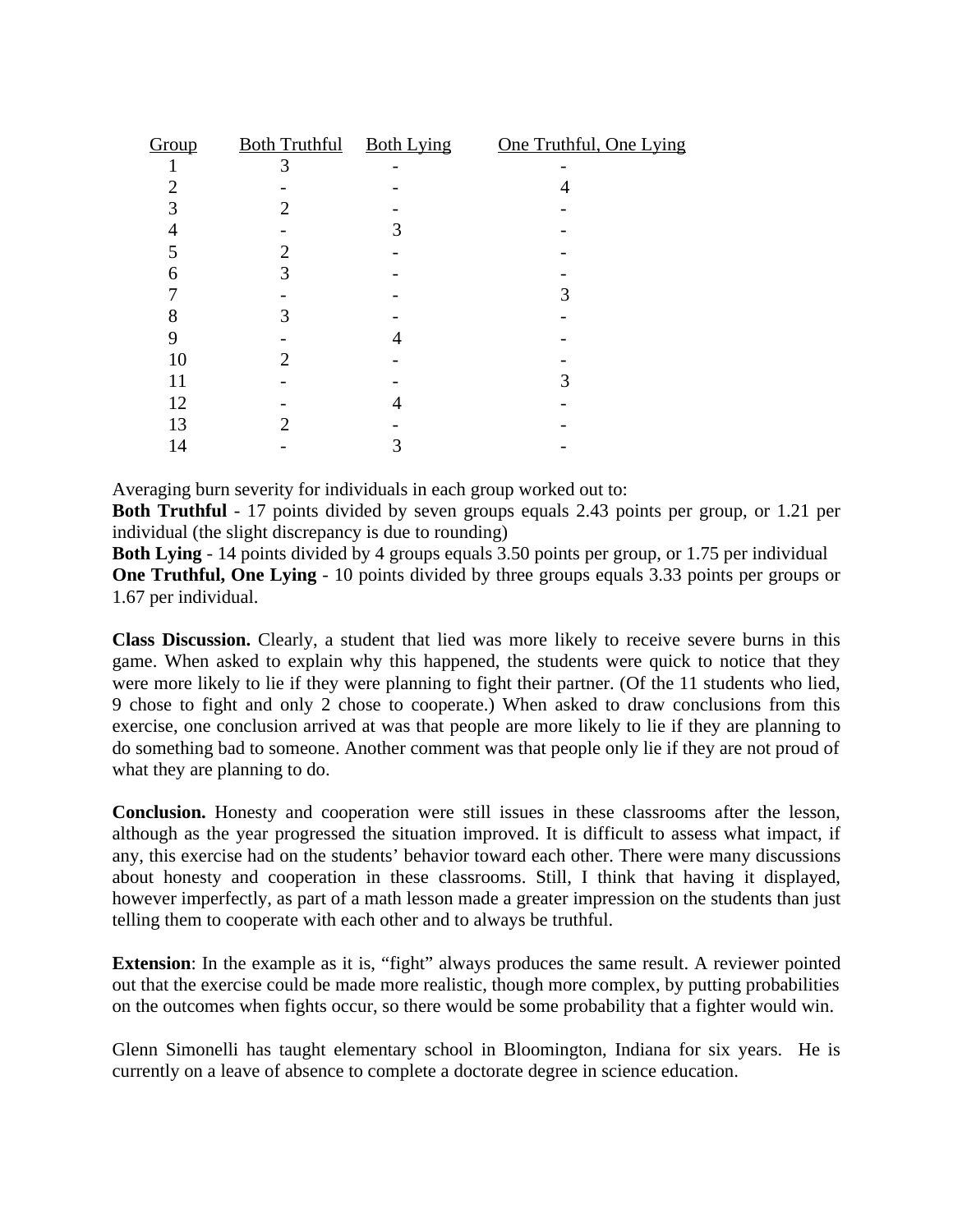| Group | Both Truthful | Both Lying | One Truthful, One Lying |
|---|---|---|---|
| 1 | 3 | - | - |
| 2 | - | - | 4 |
| 3 | 2 | - | - |
| 4 | - | 3 | - |
| 5 | 2 | - | - |
| 6 | 3 | - | - |
| 7 | - | - | 3 |
| 8 | 3 | - | - |
| 9 | - | 4 | - |
| 10 | 2 | - | - |
| 11 | - | - | 3 |
| 12 | - | 4 | - |
| 13 | 2 | - | - |
| 14 | - | 3 | - |

Averaging burn severity for individuals in each group worked out to:
**Both Truthful** - 17 points divided by seven groups equals 2.43 points per group, or 1.21 per individual (the slight discrepancy is due to rounding)
**Both Lying** - 14 points divided by 4 groups equals 3.50 points per group, or 1.75 per individual
**One Truthful, One Lying** - 10 points divided by three groups equals 3.33 points per groups or 1.67 per individual.

**Class Discussion.** Clearly, a student that lied was more likely to receive severe burns in this game. When asked to explain why this happened, the students were quick to notice that they were more likely to lie if they were planning to fight their partner. (Of the 11 students who lied, 9 chose to fight and only 2 chose to cooperate.) When asked to draw conclusions from this exercise, one conclusion arrived at was that people are more likely to lie if they are planning to do something bad to someone. Another comment was that people only lie if they are not proud of what they are planning to do.

**Conclusion.** Honesty and cooperation were still issues in these classrooms after the lesson, although as the year progressed the situation improved. It is difficult to assess what impact, if any, this exercise had on the students' behavior toward each other. There were many discussions about honesty and cooperation in these classrooms. Still, I think that having it displayed, however imperfectly, as part of a math lesson made a greater impression on the students than just telling them to cooperate with each other and to always be truthful.

**Extension**: In the example as it is, "fight" always produces the same result. A reviewer pointed out that the exercise could be made more realistic, though more complex, by putting probabilities on the outcomes when fights occur, so there would be some probability that a fighter would win.

Glenn Simonelli has taught elementary school in Bloomington, Indiana for six years. He is currently on a leave of absence to complete a doctorate degree in science education.